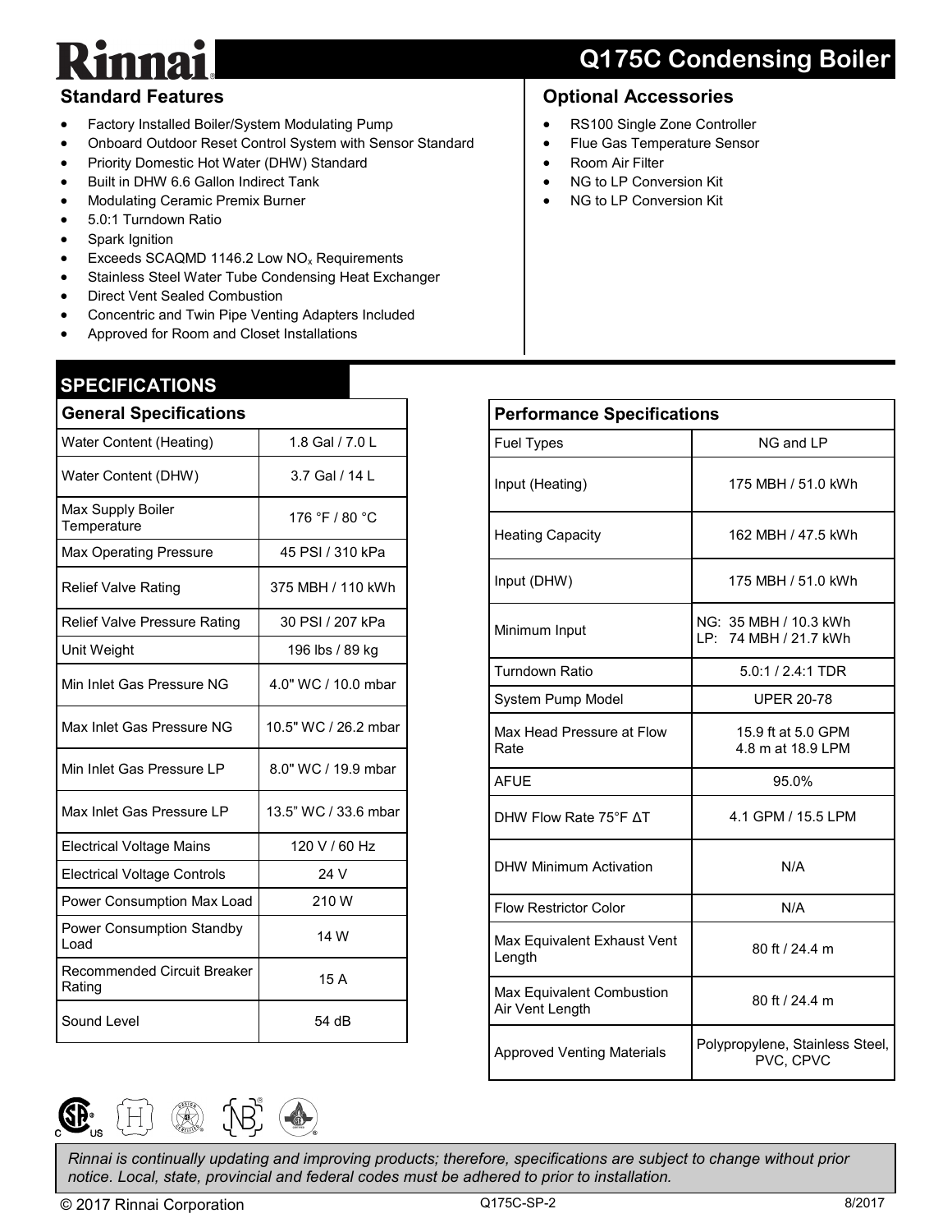# Rinnai

## Q175C Condensing Boiler

### Standard Features

- Factory Installed Boiler/System Modulating Pump
- Onboard Outdoor Reset Control System with Sensor Standard
- Priority Domestic Hot Water (DHW) Standard
- Built in DHW 6.6 Gallon Indirect Tank
- Modulating Ceramic Premix Burner
- 5.0:1 Turndown Ratio
- Spark Ignition
- Exceeds SCAQMD 1146.2 Low $NO_x$ Requirements
- Stainless Steel Water Tube Condensing Heat Exchanger
- Direct Vent Sealed Combustion
- Concentric and Twin Pipe Venting Adapters Included
- Approved for Room and Closet Installations

### Optional Accessories

- RS100 Single Zone Controller
- Flue Gas Temperature Sensor
- Room Air Filter
- NG to LP Conversion Kit
- NG to LP Conversion Kit

## SPECIFICATIONS

| General Specifications | |
|---|---|
| Water Content (Heating) | 1.8 Gal / 7.0 L |
| Water Content (DHW) | 3.7 Gal / 14 L |
| Max Supply Boiler Temperature | 176 °F / 80 °C |
| Max Operating Pressure | 45 PSI / 310 kPa |
| Relief Valve Rating | 375 MBH / 110 kWh |
| Relief Valve Pressure Rating | 30 PSI / 207 kPa |
| Unit Weight | 196 lbs / 89 kg |
| Min Inlet Gas Pressure NG | 4.0" WC / 10.0 mbar |
| Max Inlet Gas Pressure NG | 10.5" WC / 26.2 mbar |
| Min Inlet Gas Pressure LP | 8.0" WC / 19.9 mbar |
| Max Inlet Gas Pressure LP | 13.5" WC / 33.6 mbar |
| Electrical Voltage Mains | 120 V / 60 Hz |
| Electrical Voltage Controls | 24 V |
| Power Consumption Max Load | 210 W |
| Power Consumption Standby Load | 14 W |
| Recommended Circuit Breaker Rating | 15 A |
| Sound Level | 54 dB |

| Performance Specifications | |
|---|---|
| Fuel Types | NG and LP |
| Input (Heating) | 175 MBH / 51.0 kWh |
| Heating Capacity | 162 MBH / 47.5 kWh |
| Input (DHW) | 175 MBH / 51.0 kWh |
| Minimum Input | NG: 35 MBH / 10.3 kWh<br>LP: 74 MBH / 21.7 kWh |
| Turndown Ratio | 5.0:1 / 2.4:1 TDR |
| System Pump Model | UPER 20-78 |
| Max Head Pressure at Flow Rate | 15.9 ft at 5.0 GPM<br>4.8 m at 18.9 LPM |
| AFUE | 95.0% |
| DHW Flow Rate 75°F ΔT | 4.1 GPM / 15.5 LPM |
| DHW Minimum Activation | N/A |
| Flow Restrictor Color | N/A |
| Max Equivalent Exhaust Vent Length | 80 ft / 24.4 m |
| Max Equivalent Combustion Air Vent Length | 80 ft / 24.4 m |
| Approved Venting Materials | Polypropylene, Stainless Steel, PVC, CPVC |

*Rinnai is continually updating and improving products; therefore, specifications are subject to change without prior notice. Local, state, provincial and federal codes must be adhered to prior to installation.*

© 2017 Rinnai Corporation Q175C-SP-2 8/2017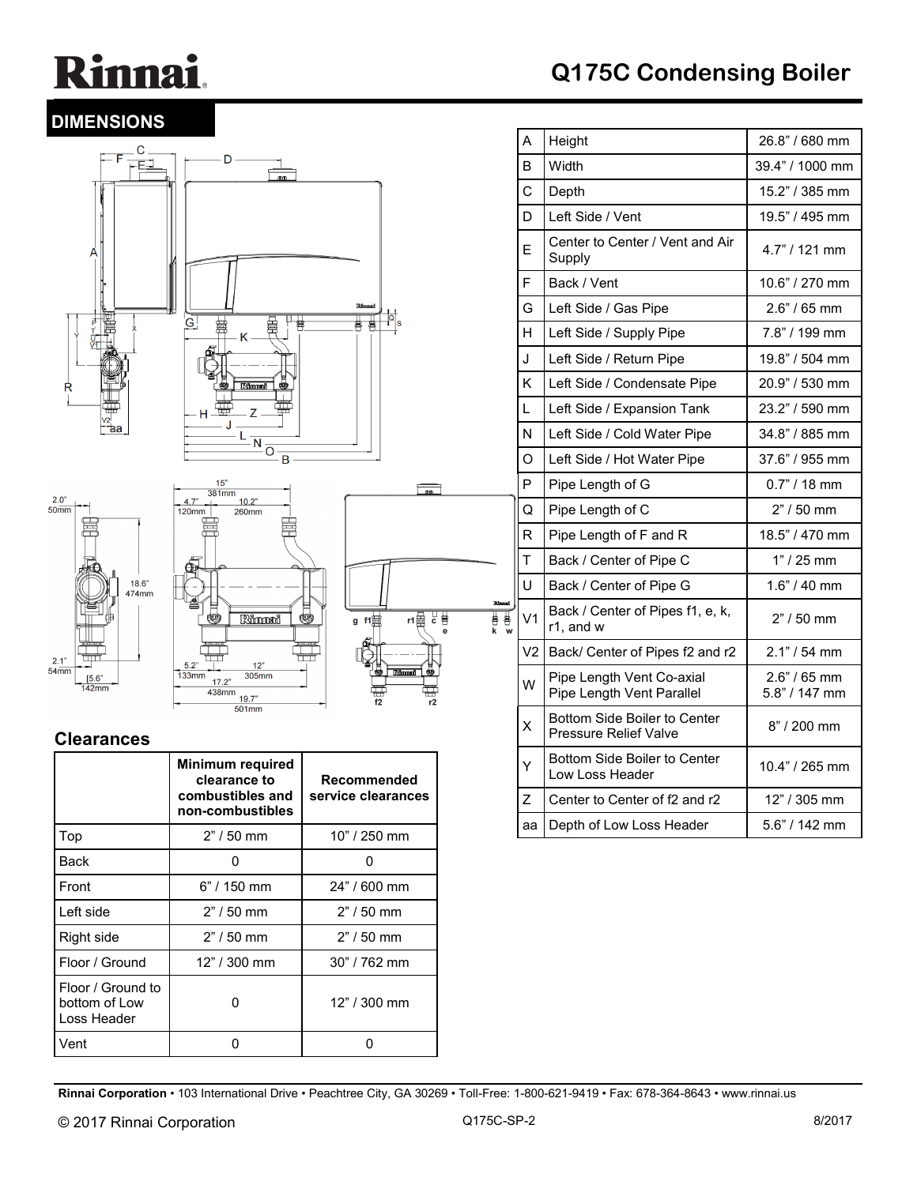# Rinnai

## Q175C Condensing Boiler

## DIMENSIONS

| | | |
|---|---|---|
| A | Height | 26.8" / 680 mm |
| B | Width | 39.4" / 1000 mm |
| C | Depth | 15.2" / 385 mm |
| D | Left Side / Vent | 19.5" / 495 mm |
| E | Center to Center / Vent and Air Supply | 4.7" / 121 mm |
| F | Back / Vent | 10.6" / 270 mm |
| G | Left Side / Gas Pipe | 2.6" / 65 mm |
| H | Left Side / Supply Pipe | 7.8" / 199 mm |
| J | Left Side / Return Pipe | 19.8" / 504 mm |
| K | Left Side / Condensate Pipe | 20.9" / 530 mm |
| L | Left Side / Expansion Tank | 23.2" / 590 mm |
| N | Left Side / Cold Water Pipe | 34.8" / 885 mm |
| O | Left Side / Hot Water Pipe | 37.6" / 955 mm |
| P | Pipe Length of G | 0.7" / 18 mm |
| Q | Pipe Length of C | 2" / 50 mm |
| R | Pipe Length of F and R | 18.5" / 470 mm |
| T | Back / Center of Pipe C | 1" / 25 mm |
| U | Back / Center of Pipe G | 1.6" / 40 mm |
| V1 | Back / Center of Pipes f1, e, k, r1, and w | 2" / 50 mm |
| V2 | Back/ Center of Pipes f2 and r2 | 2.1" / 54 mm |
| W | Pipe Length Vent Co-axial<br>Pipe Length Vent Parallel | 2.6" / 65 mm<br>5.8" / 147 mm |
| X | Bottom Side Boiler to Center Pressure Relief Valve | 8" / 200 mm |
| Y | Bottom Side Boiler to Center Low Loss Header | 10.4" / 265 mm |
| Z | Center to Center of f2 and r2 | 12" / 305 mm |
| aa | Depth of Low Loss Header | 5.6" / 142 mm |

## Clearances

| | Minimum required clearance to combustibles and non-combustibles | Recommended service clearances |
|---|---|---|
| Top | 2" / 50 mm | 10" / 250 mm |
| Back | 0 | 0 |
| Front | 6" / 150 mm | 24" / 600 mm |
| Left side | 2" / 50 mm | 2" / 50 mm |
| Right side | 2" / 50 mm | 2" / 50 mm |
| Floor / Ground | 12" / 300 mm | 30" / 762 mm |
| Floor / Ground to bottom of Low Loss Header | 0 | 12" / 300 mm |
| Vent | 0 | 0 |

**Rinnai Corporation** • 103 International Drive • Peachtree City, GA 30269 • Toll-Free: 1-800-621-9419 • Fax: 678-364-8643 • www.rinnai.us

© 2017 Rinnai Corporation Q175C-SP-2 8/2017